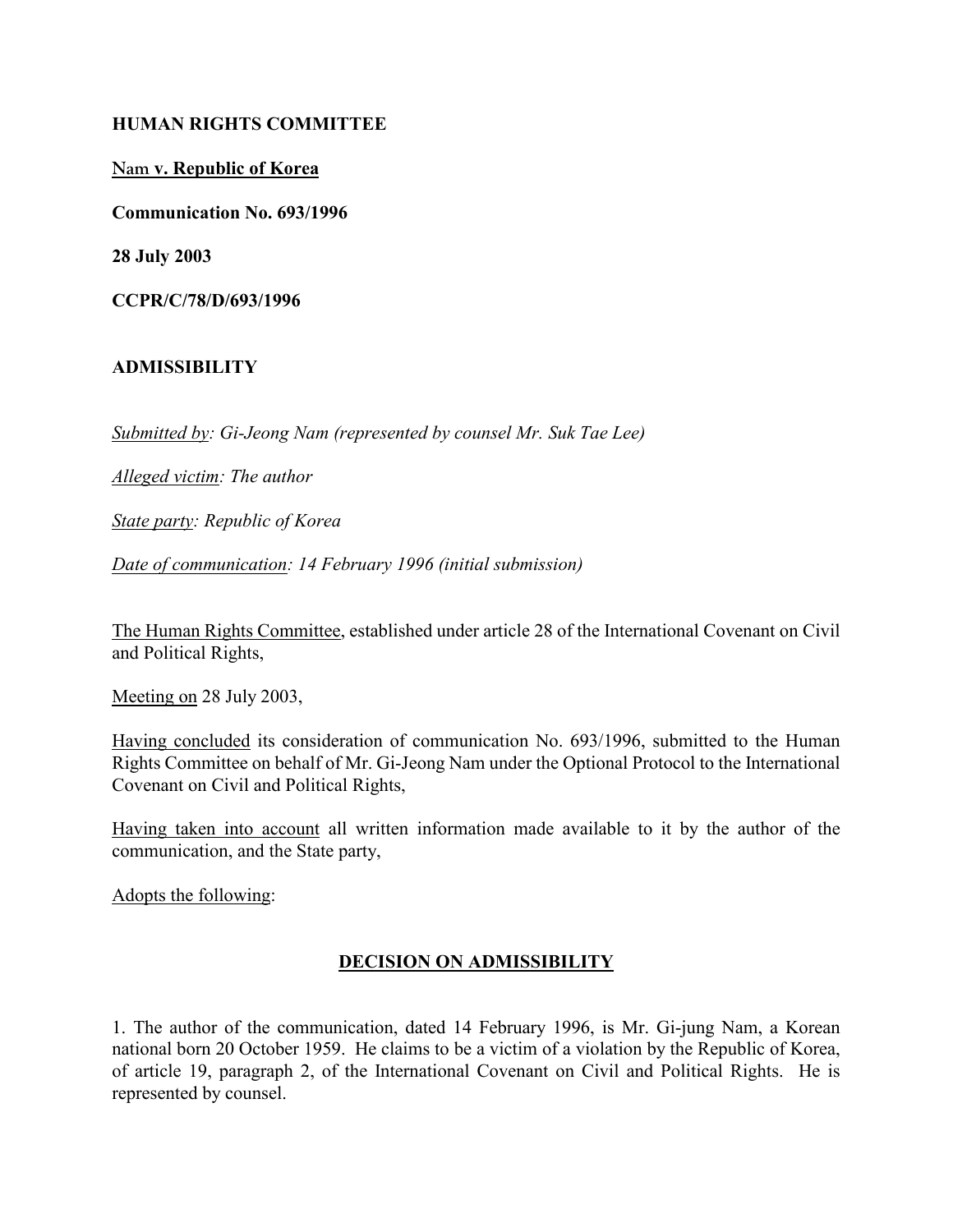**HUMAN RIGHTS COMMITTEE**

**Nam v. Republic of Korea**

**Communication No. 693/1996**

**28 July 2003**

**CCPR/C/78/D/693/1996**

**ADMISSIBILITY**

*Submitted by: Gi-Jeong Nam (represented by counsel Mr. Suk Tae Lee)*

*Alleged victim: The author*

*State party: Republic of Korea*

*Date of communication: 14 February 1996 (initial submission)*

The Human Rights Committee, established under article 28 of the International Covenant on Civil and Political Rights,

Meeting on 28 July 2003,

Having concluded its consideration of communication No. 693/1996, submitted to the Human Rights Committee on behalf of Mr. Gi-Jeong Nam under the Optional Protocol to the International Covenant on Civil and Political Rights,

Having taken into account all written information made available to it by the author of the communication, and the State party,

Adopts the following:

## DECISION ON ADMISSIBILITY

1. The author of the communication, dated 14 February 1996, is Mr. Gi-jung Nam, a Korean national born 20 October 1959. He claims to be a victim of a violation by the Republic of Korea, of article 19, paragraph 2, of the International Covenant on Civil and Political Rights. He is represented by counsel.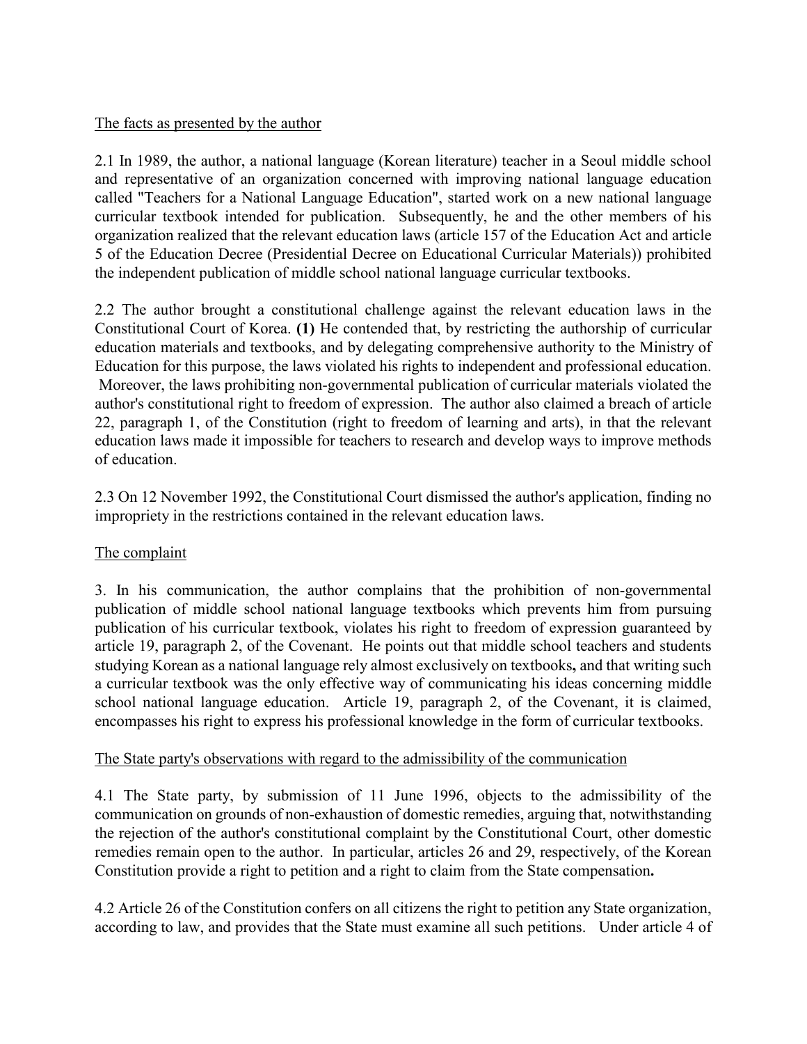The facts as presented by the author

2.1 In 1989, the author, a national language (Korean literature) teacher in a Seoul middle school and representative of an organization concerned with improving national language education called "Teachers for a National Language Education", started work on a new national language curricular textbook intended for publication. Subsequently, he and the other members of his organization realized that the relevant education laws (article 157 of the Education Act and article 5 of the Education Decree (Presidential Decree on Educational Curricular Materials)) prohibited the independent publication of middle school national language curricular textbooks.

2.2 The author brought a constitutional challenge against the relevant education laws in the Constitutional Court of Korea. **(1)** He contended that, by restricting the authorship of curricular education materials and textbooks, and by delegating comprehensive authority to the Ministry of Education for this purpose, the laws violated his rights to independent and professional education. Moreover, the laws prohibiting non-governmental publication of curricular materials violated the author's constitutional right to freedom of expression. The author also claimed a breach of article 22, paragraph 1, of the Constitution (right to freedom of learning and arts), in that the relevant education laws made it impossible for teachers to research and develop ways to improve methods of education.

2.3 On 12 November 1992, the Constitutional Court dismissed the author's application, finding no impropriety in the restrictions contained in the relevant education laws.

The complaint

3. In his communication, the author complains that the prohibition of non-governmental publication of middle school national language textbooks which prevents him from pursuing publication of his curricular textbook, violates his right to freedom of expression guaranteed by article 19, paragraph 2, of the Covenant. He points out that middle school teachers and students studying Korean as a national language rely almost exclusively on textbooks**,** and that writing such a curricular textbook was the only effective way of communicating his ideas concerning middle school national language education. Article 19, paragraph 2, of the Covenant, it is claimed, encompasses his right to express his professional knowledge in the form of curricular textbooks.

The State party's observations with regard to the admissibility of the communication

4.1 The State party, by submission of 11 June 1996, objects to the admissibility of the communication on grounds of non-exhaustion of domestic remedies, arguing that, notwithstanding the rejection of the author's constitutional complaint by the Constitutional Court, other domestic remedies remain open to the author. In particular, articles 26 and 29, respectively, of the Korean Constitution provide a right to petition and a right to claim from the State compensation**.**

4.2 Article 26 of the Constitution confers on all citizens the right to petition any State organization, according to law, and provides that the State must examine all such petitions. Under article 4 of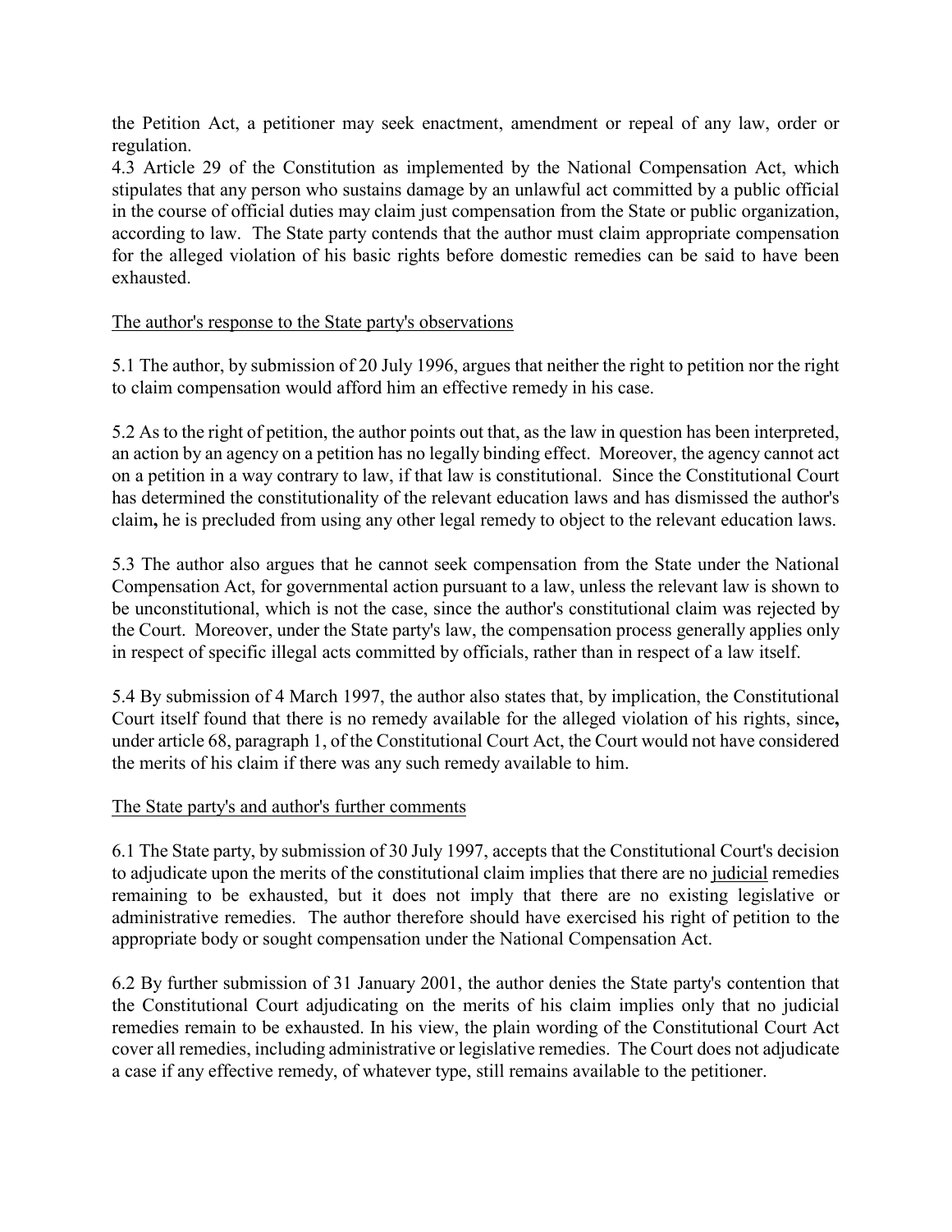the Petition Act, a petitioner may seek enactment, amendment or repeal of any law, order or regulation.

4.3 Article 29 of the Constitution as implemented by the National Compensation Act, which stipulates that any person who sustains damage by an unlawful act committed by a public official in the course of official duties may claim just compensation from the State or public organization, according to law. The State party contends that the author must claim appropriate compensation for the alleged violation of his basic rights before domestic remedies can be said to have been exhausted.

The author's response to the State party's observations

5.1 The author, by submission of 20 July 1996, argues that neither the right to petition nor the right to claim compensation would afford him an effective remedy in his case.

5.2 As to the right of petition, the author points out that, as the law in question has been interpreted, an action by an agency on a petition has no legally binding effect. Moreover, the agency cannot act on a petition in a way contrary to law, if that law is constitutional. Since the Constitutional Court has determined the constitutionality of the relevant education laws and has dismissed the author's claim**,** he is precluded from using any other legal remedy to object to the relevant education laws.

5.3 The author also argues that he cannot seek compensation from the State under the National Compensation Act, for governmental action pursuant to a law, unless the relevant law is shown to be unconstitutional, which is not the case, since the author's constitutional claim was rejected by the Court. Moreover, under the State party's law, the compensation process generally applies only in respect of specific illegal acts committed by officials, rather than in respect of a law itself.

5.4 By submission of 4 March 1997, the author also states that, by implication, the Constitutional Court itself found that there is no remedy available for the alleged violation of his rights, since**,** under article 68, paragraph 1, of the Constitutional Court Act, the Court would not have considered the merits of his claim if there was any such remedy available to him.

The State party's and author's further comments

6.1 The State party, by submission of 30 July 1997, accepts that the Constitutional Court's decision to adjudicate upon the merits of the constitutional claim implies that there are no judicial remedies remaining to be exhausted, but it does not imply that there are no existing legislative or administrative remedies. The author therefore should have exercised his right of petition to the appropriate body or sought compensation under the National Compensation Act.

6.2 By further submission of 31 January 2001, the author denies the State party's contention that the Constitutional Court adjudicating on the merits of his claim implies only that no judicial remedies remain to be exhausted. In his view, the plain wording of the Constitutional Court Act cover all remedies, including administrative or legislative remedies. The Court does not adjudicate a case if any effective remedy, of whatever type, still remains available to the petitioner.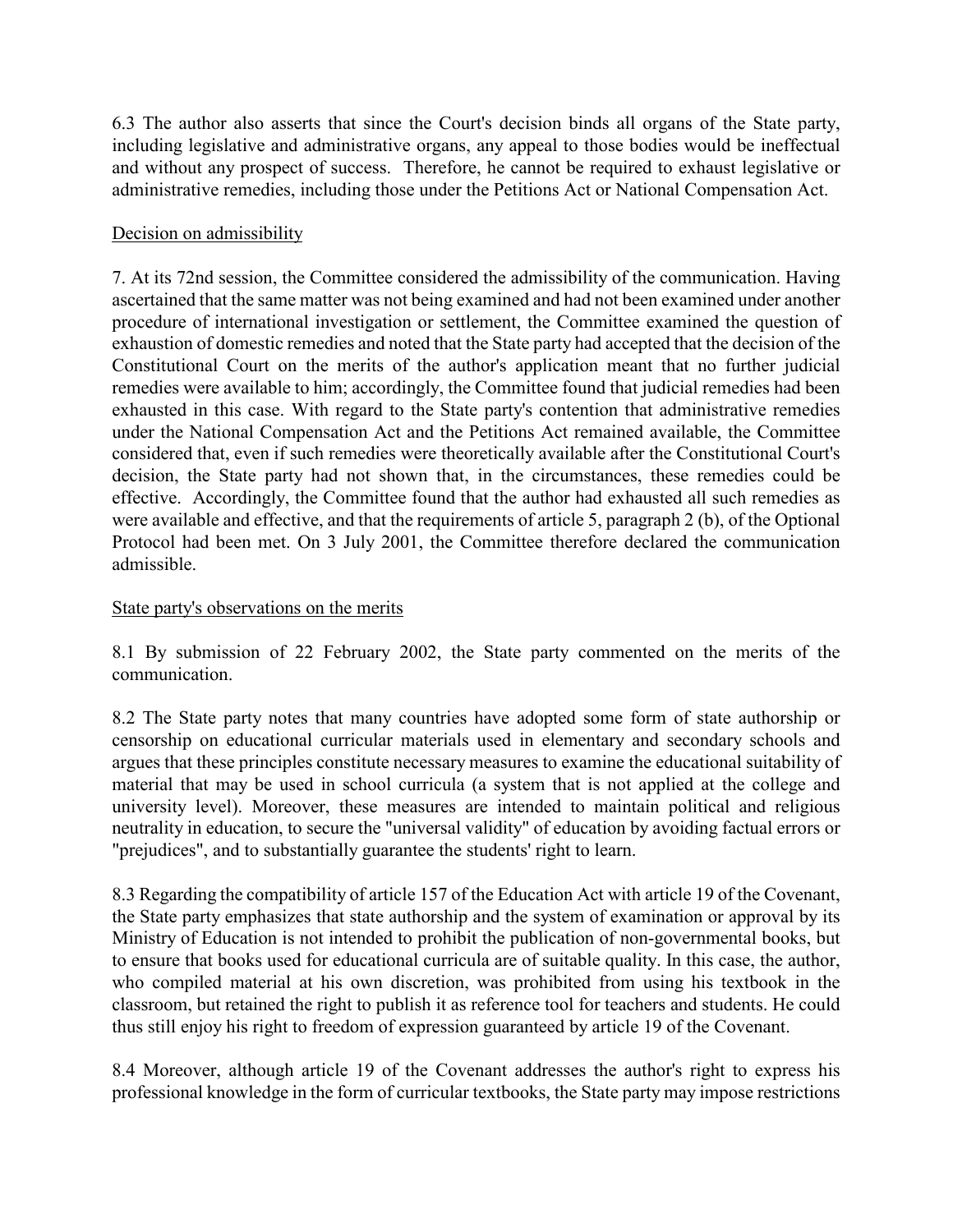6.3 The author also asserts that since the Court's decision binds all organs of the State party, including legislative and administrative organs, any appeal to those bodies would be ineffectual and without any prospect of success. Therefore, he cannot be required to exhaust legislative or administrative remedies, including those under the Petitions Act or National Compensation Act.

<u>Decision on admissibility</u>

7. At its 72nd session, the Committee considered the admissibility of the communication. Having ascertained that the same matter was not being examined and had not been examined under another procedure of international investigation or settlement, the Committee examined the question of exhaustion of domestic remedies and noted that the State party had accepted that the decision of the Constitutional Court on the merits of the author's application meant that no further judicial remedies were available to him; accordingly, the Committee found that judicial remedies had been exhausted in this case. With regard to the State party's contention that administrative remedies under the National Compensation Act and the Petitions Act remained available, the Committee considered that, even if such remedies were theoretically available after the Constitutional Court's decision, the State party had not shown that, in the circumstances, these remedies could be effective. Accordingly, the Committee found that the author had exhausted all such remedies as were available and effective, and that the requirements of article 5, paragraph 2 (b), of the Optional Protocol had been met. On 3 July 2001, the Committee therefore declared the communication admissible.

<u>State party's observations on the merits</u>

8.1 By submission of 22 February 2002, the State party commented on the merits of the communication.

8.2 The State party notes that many countries have adopted some form of state authorship or censorship on educational curricular materials used in elementary and secondary schools and argues that these principles constitute necessary measures to examine the educational suitability of material that may be used in school curricula (a system that is not applied at the college and university level). Moreover, these measures are intended to maintain political and religious neutrality in education, to secure the "universal validity" of education by avoiding factual errors or "prejudices", and to substantially guarantee the students' right to learn.

8.3 Regarding the compatibility of article 157 of the Education Act with article 19 of the Covenant, the State party emphasizes that state authorship and the system of examination or approval by its Ministry of Education is not intended to prohibit the publication of non-governmental books, but to ensure that books used for educational curricula are of suitable quality. In this case, the author, who compiled material at his own discretion, was prohibited from using his textbook in the classroom, but retained the right to publish it as reference tool for teachers and students. He could thus still enjoy his right to freedom of expression guaranteed by article 19 of the Covenant.

8.4 Moreover, although article 19 of the Covenant addresses the author's right to express his professional knowledge in the form of curricular textbooks, the State party may impose restrictions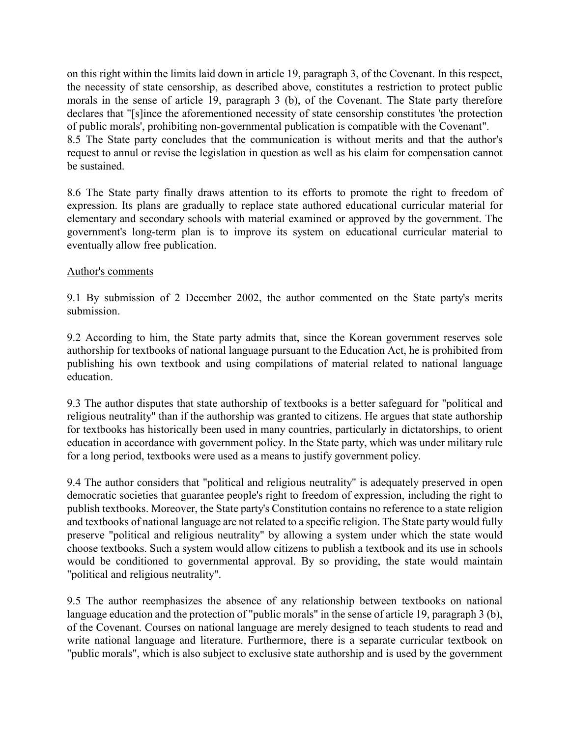on this right within the limits laid down in article 19, paragraph 3, of the Covenant. In this respect, the necessity of state censorship, as described above, constitutes a restriction to protect public morals in the sense of article 19, paragraph 3 (b), of the Covenant. The State party therefore declares that "[s]ince the aforementioned necessity of state censorship constitutes 'the protection of public morals', prohibiting non-governmental publication is compatible with the Covenant".

8.5 The State party concludes that the communication is without merits and that the author's request to annul or revise the legislation in question as well as his claim for compensation cannot be sustained.

8.6 The State party finally draws attention to its efforts to promote the right to freedom of expression. Its plans are gradually to replace state authored educational curricular material for elementary and secondary schools with material examined or approved by the government. The government's long-term plan is to improve its system on educational curricular material to eventually allow free publication.

Author's comments

9.1 By submission of 2 December 2002, the author commented on the State party's merits submission.

9.2 According to him, the State party admits that, since the Korean government reserves sole authorship for textbooks of national language pursuant to the Education Act, he is prohibited from publishing his own textbook and using compilations of material related to national language education.

9.3 The author disputes that state authorship of textbooks is a better safeguard for "political and religious neutrality" than if the authorship was granted to citizens. He argues that state authorship for textbooks has historically been used in many countries, particularly in dictatorships, to orient education in accordance with government policy. In the State party, which was under military rule for a long period, textbooks were used as a means to justify government policy.

9.4 The author considers that "political and religious neutrality" is adequately preserved in open democratic societies that guarantee people's right to freedom of expression, including the right to publish textbooks. Moreover, the State party's Constitution contains no reference to a state religion and textbooks of national language are not related to a specific religion. The State party would fully preserve "political and religious neutrality" by allowing a system under which the state would choose textbooks. Such a system would allow citizens to publish a textbook and its use in schools would be conditioned to governmental approval. By so providing, the state would maintain "political and religious neutrality".

9.5 The author reemphasizes the absence of any relationship between textbooks on national language education and the protection of "public morals" in the sense of article 19, paragraph 3 (b), of the Covenant. Courses on national language are merely designed to teach students to read and write national language and literature. Furthermore, there is a separate curricular textbook on "public morals", which is also subject to exclusive state authorship and is used by the government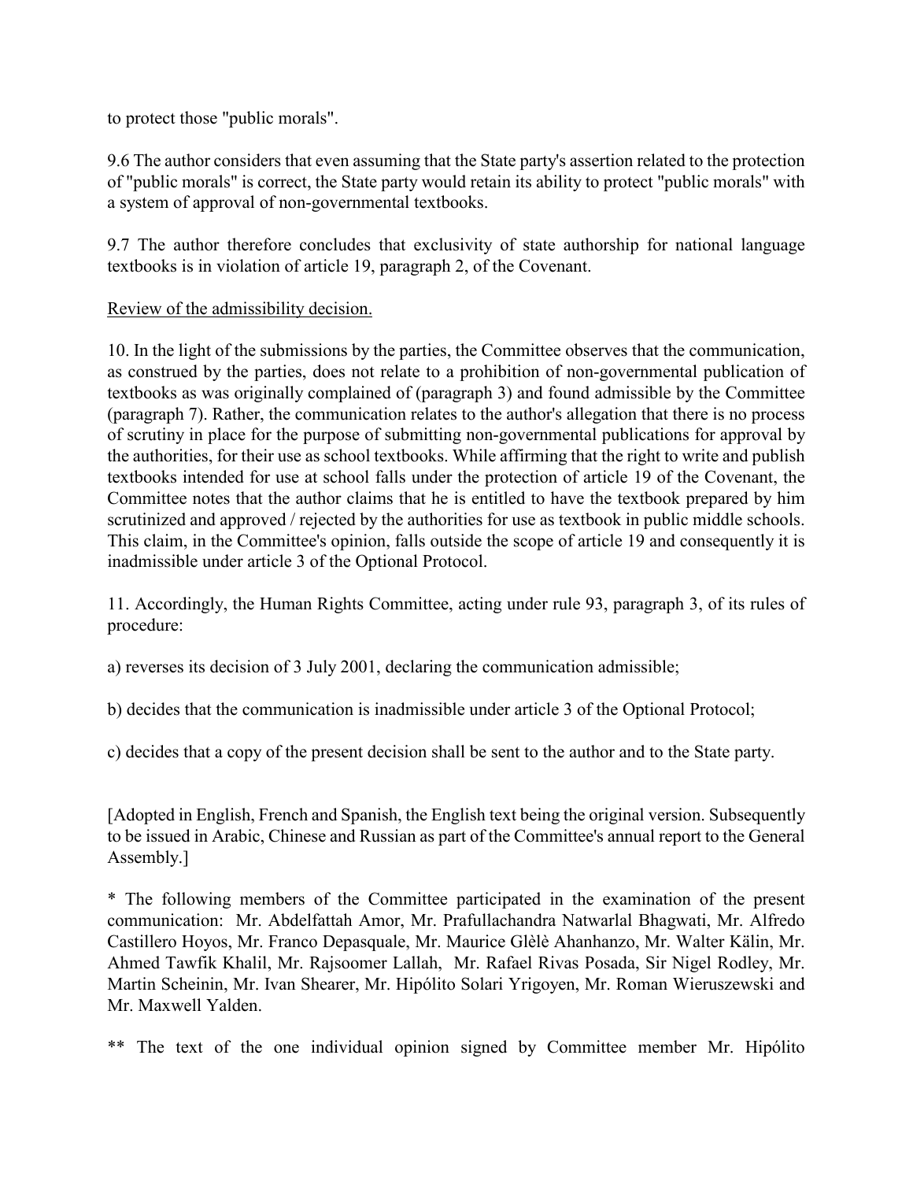to protect those "public morals".

9.6 The author considers that even assuming that the State party's assertion related to the protection of "public morals" is correct, the State party would retain its ability to protect "public morals" with a system of approval of non-governmental textbooks.

9.7 The author therefore concludes that exclusivity of state authorship for national language textbooks is in violation of article 19, paragraph 2, of the Covenant.

Review of the admissibility decision.

10. In the light of the submissions by the parties, the Committee observes that the communication, as construed by the parties, does not relate to a prohibition of non-governmental publication of textbooks as was originally complained of (paragraph 3) and found admissible by the Committee (paragraph 7). Rather, the communication relates to the author's allegation that there is no process of scrutiny in place for the purpose of submitting non-governmental publications for approval by the authorities, for their use as school textbooks. While affirming that the right to write and publish textbooks intended for use at school falls under the protection of article 19 of the Covenant, the Committee notes that the author claims that he is entitled to have the textbook prepared by him scrutinized and approved / rejected by the authorities for use as textbook in public middle schools. This claim, in the Committee's opinion, falls outside the scope of article 19 and consequently it is inadmissible under article 3 of the Optional Protocol.

11. Accordingly, the Human Rights Committee, acting under rule 93, paragraph 3, of its rules of procedure:

a) reverses its decision of 3 July 2001, declaring the communication admissible;

b) decides that the communication is inadmissible under article 3 of the Optional Protocol;

c) decides that a copy of the present decision shall be sent to the author and to the State party.

[Adopted in English, French and Spanish, the English text being the original version. Subsequently to be issued in Arabic, Chinese and Russian as part of the Committee's annual report to the General Assembly.]

* The following members of the Committee participated in the examination of the present communication: Mr. Abdelfattah Amor, Mr. Prafullachandra Natwarlal Bhagwati, Mr. Alfredo Castillero Hoyos, Mr. Franco Depasquale, Mr. Maurice Glèlè Ahanhanzo, Mr. Walter Kälin, Mr. Ahmed Tawfik Khalil, Mr. Rajsoomer Lallah, Mr. Rafael Rivas Posada, Sir Nigel Rodley, Mr. Martin Scheinin, Mr. Ivan Shearer, Mr. Hipólito Solari Yrigoyen, Mr. Roman Wieruszewski and Mr. Maxwell Yalden.

** The text of the one individual opinion signed by Committee member Mr. Hipólito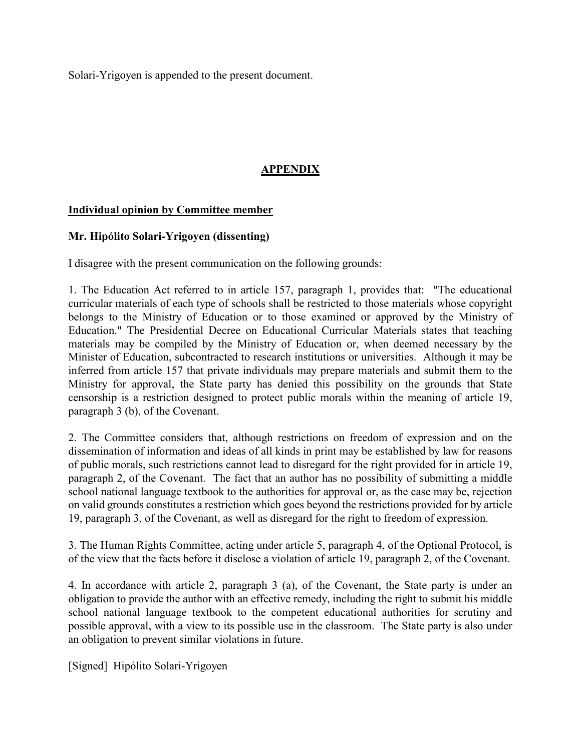Solari-Yrigoyen is appended to the present document.

## APPENDIX

**Individual opinion by Committee member**

**Mr. Hipólito Solari-Yrigoyen (dissenting)**

I disagree with the present communication on the following grounds:

1. The Education Act referred to in article 157, paragraph 1, provides that: "The educational curricular materials of each type of schools shall be restricted to those materials whose copyright belongs to the Ministry of Education or to those examined or approved by the Ministry of Education." The Presidential Decree on Educational Curricular Materials states that teaching materials may be compiled by the Ministry of Education or, when deemed necessary by the Minister of Education, subcontracted to research institutions or universities. Although it may be inferred from article 157 that private individuals may prepare materials and submit them to the Ministry for approval, the State party has denied this possibility on the grounds that State censorship is a restriction designed to protect public morals within the meaning of article 19, paragraph 3 (b), of the Covenant.

2. The Committee considers that, although restrictions on freedom of expression and on the dissemination of information and ideas of all kinds in print may be established by law for reasons of public morals, such restrictions cannot lead to disregard for the right provided for in article 19, paragraph 2, of the Covenant. The fact that an author has no possibility of submitting a middle school national language textbook to the authorities for approval or, as the case may be, rejection on valid grounds constitutes a restriction which goes beyond the restrictions provided for by article 19, paragraph 3, of the Covenant, as well as disregard for the right to freedom of expression.

3. The Human Rights Committee, acting under article 5, paragraph 4, of the Optional Protocol, is of the view that the facts before it disclose a violation of article 19, paragraph 2, of the Covenant.

4. In accordance with article 2, paragraph 3 (a), of the Covenant, the State party is under an obligation to provide the author with an effective remedy, including the right to submit his middle school national language textbook to the competent educational authorities for scrutiny and possible approval, with a view to its possible use in the classroom. The State party is also under an obligation to prevent similar violations in future.

[Signed] Hipólito Solari-Yrigoyen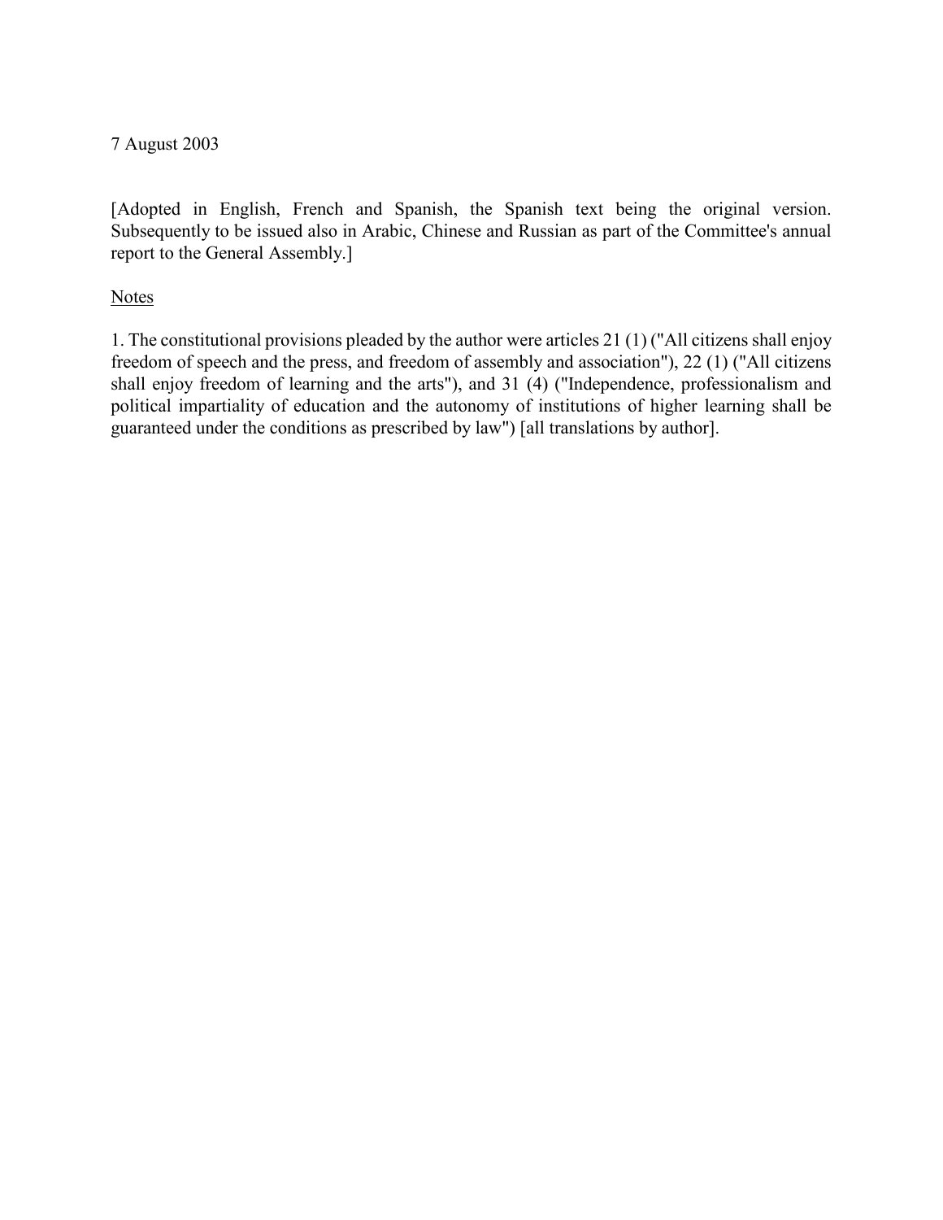7 August 2003

[Adopted in English, French and Spanish, the Spanish text being the original version. Subsequently to be issued also in Arabic, Chinese and Russian as part of the Committee's annual report to the General Assembly.]

Notes

1. The constitutional provisions pleaded by the author were articles 21 (1) ("All citizens shall enjoy freedom of speech and the press, and freedom of assembly and association"), 22 (1) ("All citizens shall enjoy freedom of learning and the arts"), and 31 (4) ("Independence, professionalism and political impartiality of education and the autonomy of institutions of higher learning shall be guaranteed under the conditions as prescribed by law") [all translations by author].